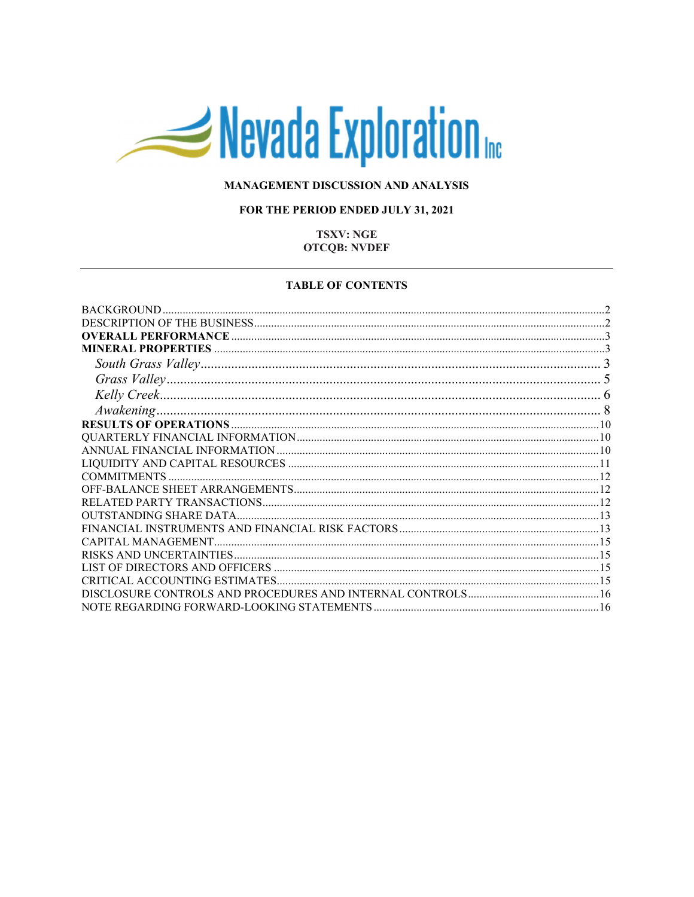# Nevada Exploration Inc

## MANAGEMENT DISCUSSION AND ANALYSIS

## FOR THE PERIOD ENDED JULY 31, 2021

**TSXV: NGE**
**OTCQB: NVDEF**

---

### TABLE OF CONTENTS

| | |
|---|---|
| BACKGROUND | 2 |
| DESCRIPTION OF THE BUSINESS | 2 |
| **OVERALL PERFORMANCE** | 3 |
| **MINERAL PROPERTIES** | 3 |
| *South Grass Valley* | 3 |
| *Grass Valley* | 5 |
| *Kelly Creek* | 6 |
| *Awakening* | 8 |
| **RESULTS OF OPERATIONS** | 10 |
| QUARTERLY FINANCIAL INFORMATION | 10 |
| ANNUAL FINANCIAL INFORMATION | 10 |
| LIQUIDITY AND CAPITAL RESOURCES | 11 |
| COMMITMENTS | 12 |
| OFF-BALANCE SHEET ARRANGEMENTS | 12 |
| RELATED PARTY TRANSACTIONS | 12 |
| OUTSTANDING SHARE DATA | 13 |
| FINANCIAL INSTRUMENTS AND FINANCIAL RISK FACTORS | 13 |
| CAPITAL MANAGEMENT | 15 |
| RISKS AND UNCERTAINTIES | 15 |
| LIST OF DIRECTORS AND OFFICERS | 15 |
| CRITICAL ACCOUNTING ESTIMATES | 15 |
| DISCLOSURE CONTROLS AND PROCEDURES AND INTERNAL CONTROLS | 16 |
| NOTE REGARDING FORWARD-LOOKING STATEMENTS | 16 |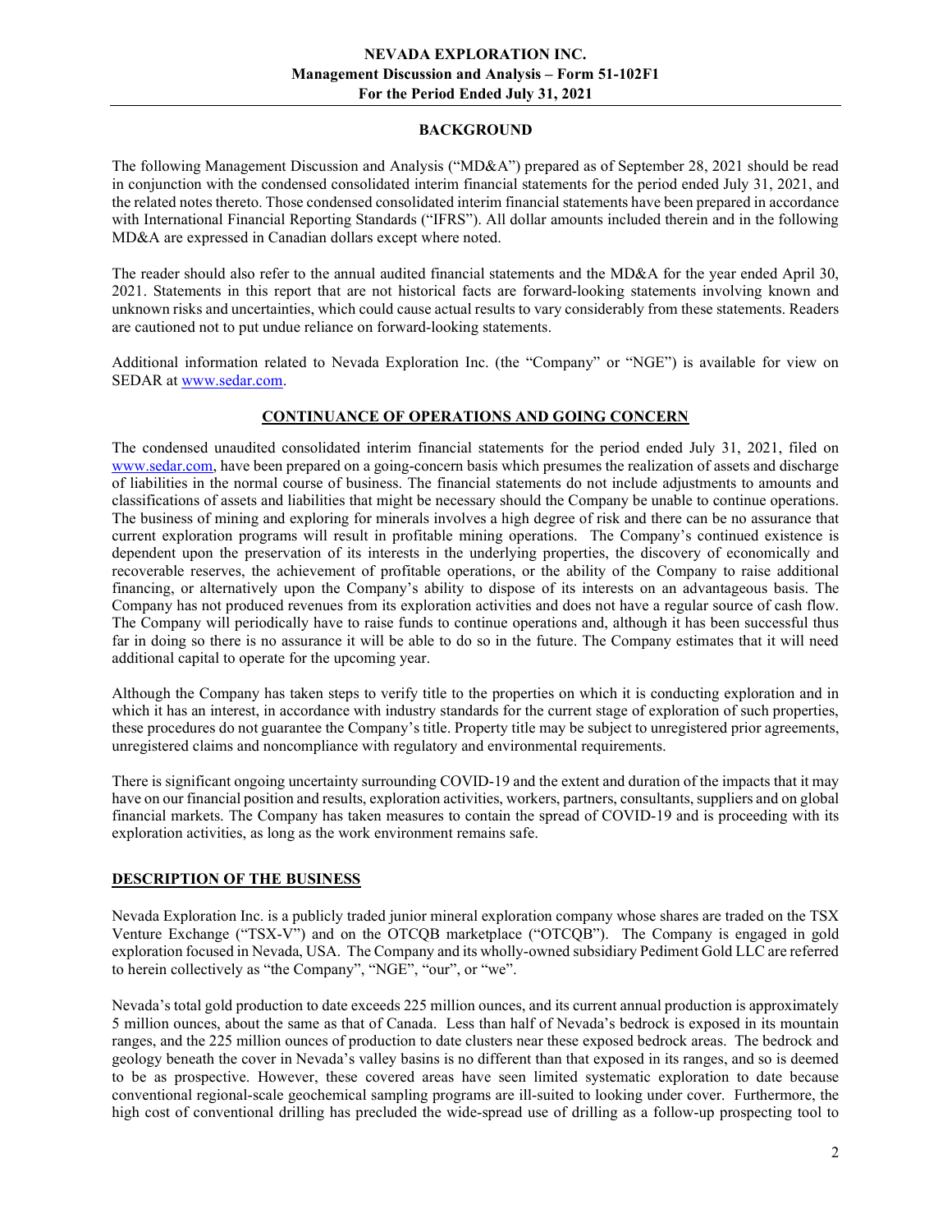## BACKGROUND

The following Management Discussion and Analysis ("MD&A") prepared as of September 28, 2021 should be read in conjunction with the condensed consolidated interim financial statements for the period ended July 31, 2021, and the related notes thereto. Those condensed consolidated interim financial statements have been prepared in accordance with International Financial Reporting Standards ("IFRS"). All dollar amounts included therein and in the following MD&A are expressed in Canadian dollars except where noted.

The reader should also refer to the annual audited financial statements and the MD&A for the year ended April 30, 2021. Statements in this report that are not historical facts are forward-looking statements involving known and unknown risks and uncertainties, which could cause actual results to vary considerably from these statements. Readers are cautioned not to put undue reliance on forward-looking statements.

Additional information related to Nevada Exploration Inc. (the "Company" or "NGE") is available for view on SEDAR at www.sedar.com.

## CONTINUANCE OF OPERATIONS AND GOING CONCERN

The condensed unaudited consolidated interim financial statements for the period ended July 31, 2021, filed on www.sedar.com, have been prepared on a going-concern basis which presumes the realization of assets and discharge of liabilities in the normal course of business. The financial statements do not include adjustments to amounts and classifications of assets and liabilities that might be necessary should the Company be unable to continue operations. The business of mining and exploring for minerals involves a high degree of risk and there can be no assurance that current exploration programs will result in profitable mining operations. The Company's continued existence is dependent upon the preservation of its interests in the underlying properties, the discovery of economically and recoverable reserves, the achievement of profitable operations, or the ability of the Company to raise additional financing, or alternatively upon the Company's ability to dispose of its interests on an advantageous basis. The Company has not produced revenues from its exploration activities and does not have a regular source of cash flow. The Company will periodically have to raise funds to continue operations and, although it has been successful thus far in doing so there is no assurance it will be able to do so in the future. The Company estimates that it will need additional capital to operate for the upcoming year.

Although the Company has taken steps to verify title to the properties on which it is conducting exploration and in which it has an interest, in accordance with industry standards for the current stage of exploration of such properties, these procedures do not guarantee the Company's title. Property title may be subject to unregistered prior agreements, unregistered claims and noncompliance with regulatory and environmental requirements.

There is significant ongoing uncertainty surrounding COVID-19 and the extent and duration of the impacts that it may have on our financial position and results, exploration activities, workers, partners, consultants, suppliers and on global financial markets. The Company has taken measures to contain the spread of COVID-19 and is proceeding with its exploration activities, as long as the work environment remains safe.

## DESCRIPTION OF THE BUSINESS

Nevada Exploration Inc. is a publicly traded junior mineral exploration company whose shares are traded on the TSX Venture Exchange ("TSX-V") and on the OTCQB marketplace ("OTCQB"). The Company is engaged in gold exploration focused in Nevada, USA. The Company and its wholly-owned subsidiary Pediment Gold LLC are referred to herein collectively as "the Company", "NGE", "our", or "we".

Nevada's total gold production to date exceeds 225 million ounces, and its current annual production is approximately 5 million ounces, about the same as that of Canada. Less than half of Nevada's bedrock is exposed in its mountain ranges, and the 225 million ounces of production to date clusters near these exposed bedrock areas. The bedrock and geology beneath the cover in Nevada's valley basins is no different than that exposed in its ranges, and so is deemed to be as prospective. However, these covered areas have seen limited systematic exploration to date because conventional regional-scale geochemical sampling programs are ill-suited to looking under cover. Furthermore, the high cost of conventional drilling has precluded the wide-spread use of drilling as a follow-up prospecting tool to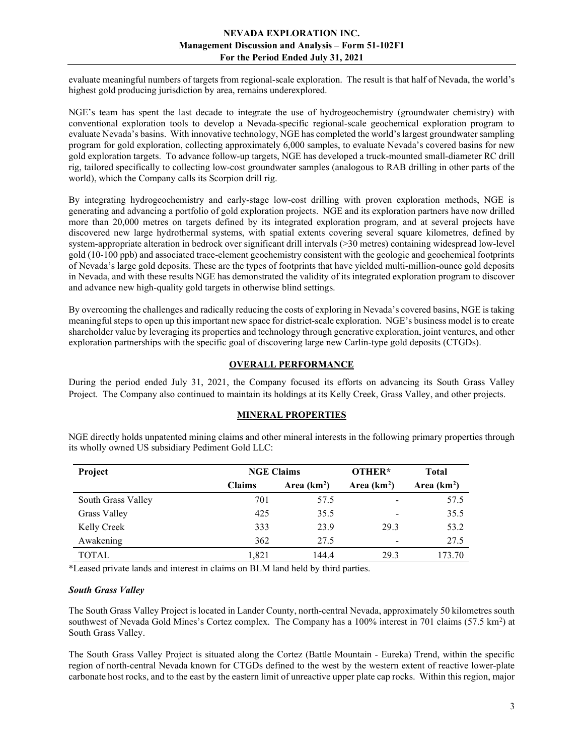evaluate meaningful numbers of targets from regional-scale exploration. The result is that half of Nevada, the world's highest gold producing jurisdiction by area, remains underexplored.

NGE's team has spent the last decade to integrate the use of hydrogeochemistry (groundwater chemistry) with conventional exploration tools to develop a Nevada-specific regional-scale geochemical exploration program to evaluate Nevada's basins. With innovative technology, NGE has completed the world's largest groundwater sampling program for gold exploration, collecting approximately 6,000 samples, to evaluate Nevada's covered basins for new gold exploration targets. To advance follow-up targets, NGE has developed a truck-mounted small-diameter RC drill rig, tailored specifically to collecting low-cost groundwater samples (analogous to RAB drilling in other parts of the world), which the Company calls its Scorpion drill rig.

By integrating hydrogeochemistry and early-stage low-cost drilling with proven exploration methods, NGE is generating and advancing a portfolio of gold exploration projects. NGE and its exploration partners have now drilled more than 20,000 metres on targets defined by its integrated exploration program, and at several projects have discovered new large hydrothermal systems, with spatial extents covering several square kilometres, defined by system-appropriate alteration in bedrock over significant drill intervals (>30 metres) containing widespread low-level gold (10-100 ppb) and associated trace-element geochemistry consistent with the geologic and geochemical footprints of Nevada's large gold deposits. These are the types of footprints that have yielded multi-million-ounce gold deposits in Nevada, and with these results NGE has demonstrated the validity of its integrated exploration program to discover and advance new high-quality gold targets in otherwise blind settings.

By overcoming the challenges and radically reducing the costs of exploring in Nevada's covered basins, NGE is taking meaningful steps to open up this important new space for district-scale exploration. NGE's business model is to create shareholder value by leveraging its properties and technology through generative exploration, joint ventures, and other exploration partnerships with the specific goal of discovering large new Carlin-type gold deposits (CTGDs).

## OVERALL PERFORMANCE

During the period ended July 31, 2021, the Company focused its efforts on advancing its South Grass Valley Project. The Company also continued to maintain its holdings at its Kelly Creek, Grass Valley, and other projects.

## MINERAL PROPERTIES

NGE directly holds unpatented mining claims and other mineral interests in the following primary properties through its wholly owned US subsidiary Pediment Gold LLC:

| Project | NGE Claims | | OTHER* | Total |
|---|---|---|---|---|
| | Claims | Area ($km^2$) | Area ($km^2$) | Area ($km^2$) |
| South Grass Valley | 701 | 57.5 | - | 57.5 |
| Grass Valley | 425 | 35.5 | - | 35.5 |
| Kelly Creek | 333 | 23.9 | 29.3 | 53.2 |
| Awakening | 362 | 27.5 | - | 27.5 |
| TOTAL | 1,821 | 144.4 | 29.3 | 173.70 |

*Leased private lands and interest in claims on BLM land held by third parties.

### *South Grass Valley*

The South Grass Valley Project is located in Lander County, north-central Nevada, approximately 50 kilometres south southwest of Nevada Gold Mines's Cortez complex. The Company has a 100% interest in 701 claims (57.5 $km^2$) at South Grass Valley.

The South Grass Valley Project is situated along the Cortez (Battle Mountain - Eureka) Trend, within the specific region of north-central Nevada known for CTGDs defined to the west by the western extent of reactive lower-plate carbonate host rocks, and to the east by the eastern limit of unreactive upper plate cap rocks. Within this region, major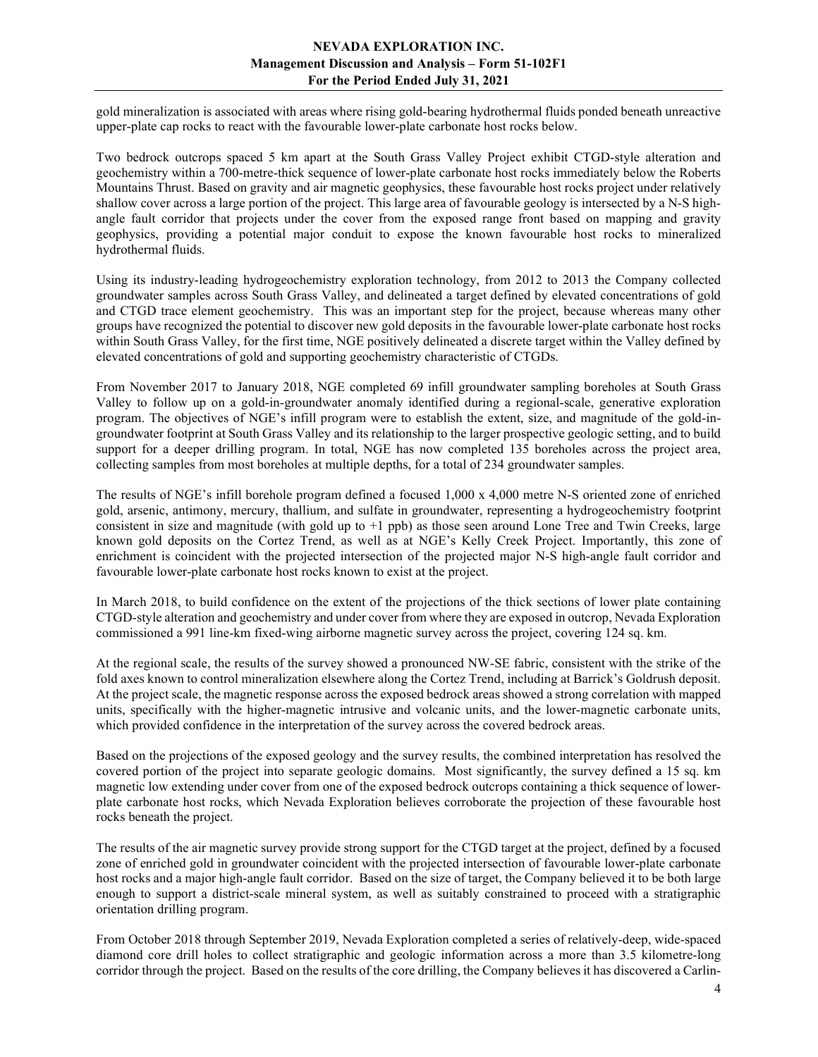gold mineralization is associated with areas where rising gold-bearing hydrothermal fluids ponded beneath unreactive upper-plate cap rocks to react with the favourable lower-plate carbonate host rocks below.

Two bedrock outcrops spaced 5 km apart at the South Grass Valley Project exhibit CTGD-style alteration and geochemistry within a 700-metre-thick sequence of lower-plate carbonate host rocks immediately below the Roberts Mountains Thrust. Based on gravity and air magnetic geophysics, these favourable host rocks project under relatively shallow cover across a large portion of the project. This large area of favourable geology is intersected by a N-S high-angle fault corridor that projects under the cover from the exposed range front based on mapping and gravity geophysics, providing a potential major conduit to expose the known favourable host rocks to mineralized hydrothermal fluids.

Using its industry-leading hydrogeochemistry exploration technology, from 2012 to 2013 the Company collected groundwater samples across South Grass Valley, and delineated a target defined by elevated concentrations of gold and CTGD trace element geochemistry. This was an important step for the project, because whereas many other groups have recognized the potential to discover new gold deposits in the favourable lower-plate carbonate host rocks within South Grass Valley, for the first time, NGE positively delineated a discrete target within the Valley defined by elevated concentrations of gold and supporting geochemistry characteristic of CTGDs.

From November 2017 to January 2018, NGE completed 69 infill groundwater sampling boreholes at South Grass Valley to follow up on a gold-in-groundwater anomaly identified during a regional-scale, generative exploration program. The objectives of NGE's infill program were to establish the extent, size, and magnitude of the gold-in-groundwater footprint at South Grass Valley and its relationship to the larger prospective geologic setting, and to build support for a deeper drilling program. In total, NGE has now completed 135 boreholes across the project area, collecting samples from most boreholes at multiple depths, for a total of 234 groundwater samples.

The results of NGE's infill borehole program defined a focused 1,000 x 4,000 metre N-S oriented zone of enriched gold, arsenic, antimony, mercury, thallium, and sulfate in groundwater, representing a hydrogeochemistry footprint consistent in size and magnitude (with gold up to +1 ppb) as those seen around Lone Tree and Twin Creeks, large known gold deposits on the Cortez Trend, as well as at NGE's Kelly Creek Project. Importantly, this zone of enrichment is coincident with the projected intersection of the projected major N-S high-angle fault corridor and favourable lower-plate carbonate host rocks known to exist at the project.

In March 2018, to build confidence on the extent of the projections of the thick sections of lower plate containing CTGD-style alteration and geochemistry and under cover from where they are exposed in outcrop, Nevada Exploration commissioned a 991 line-km fixed-wing airborne magnetic survey across the project, covering 124 sq. km.

At the regional scale, the results of the survey showed a pronounced NW-SE fabric, consistent with the strike of the fold axes known to control mineralization elsewhere along the Cortez Trend, including at Barrick's Goldrush deposit. At the project scale, the magnetic response across the exposed bedrock areas showed a strong correlation with mapped units, specifically with the higher-magnetic intrusive and volcanic units, and the lower-magnetic carbonate units, which provided confidence in the interpretation of the survey across the covered bedrock areas.

Based on the projections of the exposed geology and the survey results, the combined interpretation has resolved the covered portion of the project into separate geologic domains. Most significantly, the survey defined a 15 sq. km magnetic low extending under cover from one of the exposed bedrock outcrops containing a thick sequence of lower-plate carbonate host rocks, which Nevada Exploration believes corroborate the projection of these favourable host rocks beneath the project.

The results of the air magnetic survey provide strong support for the CTGD target at the project, defined by a focused zone of enriched gold in groundwater coincident with the projected intersection of favourable lower-plate carbonate host rocks and a major high-angle fault corridor. Based on the size of target, the Company believed it to be both large enough to support a district-scale mineral system, as well as suitably constrained to proceed with a stratigraphic orientation drilling program.

From October 2018 through September 2019, Nevada Exploration completed a series of relatively-deep, wide-spaced diamond core drill holes to collect stratigraphic and geologic information across a more than 3.5 kilometre-long corridor through the project. Based on the results of the core drilling, the Company believes it has discovered a Carlin-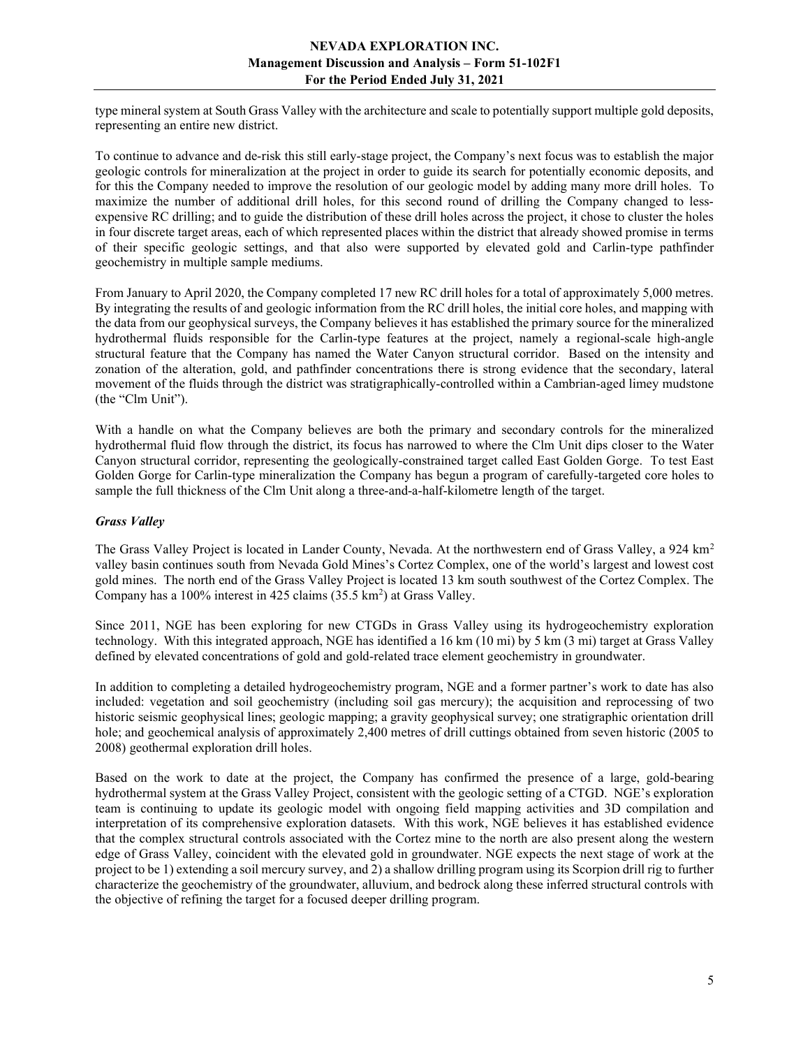type mineral system at South Grass Valley with the architecture and scale to potentially support multiple gold deposits, representing an entire new district.

To continue to advance and de-risk this still early-stage project, the Company's next focus was to establish the major geologic controls for mineralization at the project in order to guide its search for potentially economic deposits, and for this the Company needed to improve the resolution of our geologic model by adding many more drill holes. To maximize the number of additional drill holes, for this second round of drilling the Company changed to less-expensive RC drilling; and to guide the distribution of these drill holes across the project, it chose to cluster the holes in four discrete target areas, each of which represented places within the district that already showed promise in terms of their specific geologic settings, and that also were supported by elevated gold and Carlin-type pathfinder geochemistry in multiple sample mediums.

From January to April 2020, the Company completed 17 new RC drill holes for a total of approximately 5,000 metres. By integrating the results of and geologic information from the RC drill holes, the initial core holes, and mapping with the data from our geophysical surveys, the Company believes it has established the primary source for the mineralized hydrothermal fluids responsible for the Carlin-type features at the project, namely a regional-scale high-angle structural feature that the Company has named the Water Canyon structural corridor. Based on the intensity and zonation of the alteration, gold, and pathfinder concentrations there is strong evidence that the secondary, lateral movement of the fluids through the district was stratigraphically-controlled within a Cambrian-aged limey mudstone (the "Clm Unit").

With a handle on what the Company believes are both the primary and secondary controls for the mineralized hydrothermal fluid flow through the district, its focus has narrowed to where the Clm Unit dips closer to the Water Canyon structural corridor, representing the geologically-constrained target called East Golden Gorge. To test East Golden Gorge for Carlin-type mineralization the Company has begun a program of carefully-targeted core holes to sample the full thickness of the Clm Unit along a three-and-a-half-kilometre length of the target.

### *Grass Valley*

The Grass Valley Project is located in Lander County, Nevada. At the northwestern end of Grass Valley, a 924 $km^2$ valley basin continues south from Nevada Gold Mines's Cortez Complex, one of the world's largest and lowest cost gold mines. The north end of the Grass Valley Project is located 13 km south southwest of the Cortez Complex. The Company has a 100% interest in 425 claims (35.5 $km^2$) at Grass Valley.

Since 2011, NGE has been exploring for new CTGDs in Grass Valley using its hydrogeochemistry exploration technology. With this integrated approach, NGE has identified a 16 km (10 mi) by 5 km (3 mi) target at Grass Valley defined by elevated concentrations of gold and gold-related trace element geochemistry in groundwater.

In addition to completing a detailed hydrogeochemistry program, NGE and a former partner's work to date has also included: vegetation and soil geochemistry (including soil gas mercury); the acquisition and reprocessing of two historic seismic geophysical lines; geologic mapping; a gravity geophysical survey; one stratigraphic orientation drill hole; and geochemical analysis of approximately 2,400 metres of drill cuttings obtained from seven historic (2005 to 2008) geothermal exploration drill holes.

Based on the work to date at the project, the Company has confirmed the presence of a large, gold-bearing hydrothermal system at the Grass Valley Project, consistent with the geologic setting of a CTGD. NGE's exploration team is continuing to update its geologic model with ongoing field mapping activities and 3D compilation and interpretation of its comprehensive exploration datasets. With this work, NGE believes it has established evidence that the complex structural controls associated with the Cortez mine to the north are also present along the western edge of Grass Valley, coincident with the elevated gold in groundwater. NGE expects the next stage of work at the project to be 1) extending a soil mercury survey, and 2) a shallow drilling program using its Scorpion drill rig to further characterize the geochemistry of the groundwater, alluvium, and bedrock along these inferred structural controls with the objective of refining the target for a focused deeper drilling program.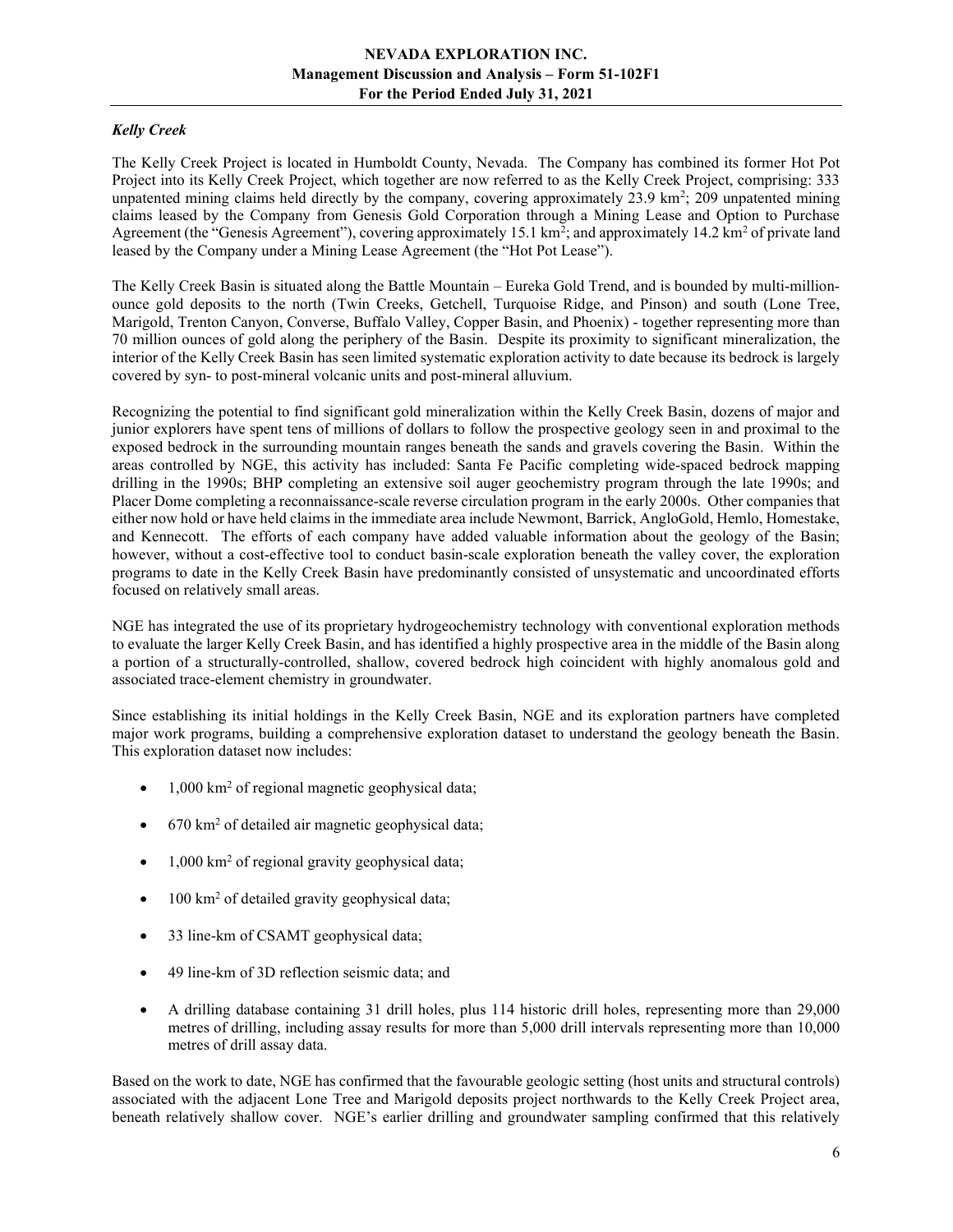### *Kelly Creek*

The Kelly Creek Project is located in Humboldt County, Nevada. The Company has combined its former Hot Pot Project into its Kelly Creek Project, which together are now referred to as the Kelly Creek Project, comprising: 333 unpatented mining claims held directly by the company, covering approximately 23.9 km$^2$; 209 unpatented mining claims leased by the Company from Genesis Gold Corporation through a Mining Lease and Option to Purchase Agreement (the "Genesis Agreement"), covering approximately 15.1 km$^2$; and approximately 14.2 km$^2$ of private land leased by the Company under a Mining Lease Agreement (the "Hot Pot Lease").

The Kelly Creek Basin is situated along the Battle Mountain – Eureka Gold Trend, and is bounded by multi-million-ounce gold deposits to the north (Twin Creeks, Getchell, Turquoise Ridge, and Pinson) and south (Lone Tree, Marigold, Trenton Canyon, Converse, Buffalo Valley, Copper Basin, and Phoenix) - together representing more than 70 million ounces of gold along the periphery of the Basin. Despite its proximity to significant mineralization, the interior of the Kelly Creek Basin has seen limited systematic exploration activity to date because its bedrock is largely covered by syn- to post-mineral volcanic units and post-mineral alluvium.

Recognizing the potential to find significant gold mineralization within the Kelly Creek Basin, dozens of major and junior explorers have spent tens of millions of dollars to follow the prospective geology seen in and proximal to the exposed bedrock in the surrounding mountain ranges beneath the sands and gravels covering the Basin. Within the areas controlled by NGE, this activity has included: Santa Fe Pacific completing wide-spaced bedrock mapping drilling in the 1990s; BHP completing an extensive soil auger geochemistry program through the late 1990s; and Placer Dome completing a reconnaissance-scale reverse circulation program in the early 2000s. Other companies that either now hold or have held claims in the immediate area include Newmont, Barrick, AngloGold, Hemlo, Homestake, and Kennecott. The efforts of each company have added valuable information about the geology of the Basin; however, without a cost-effective tool to conduct basin-scale exploration beneath the valley cover, the exploration programs to date in the Kelly Creek Basin have predominantly consisted of unsystematic and uncoordinated efforts focused on relatively small areas.

NGE has integrated the use of its proprietary hydrogeochemistry technology with conventional exploration methods to evaluate the larger Kelly Creek Basin, and has identified a highly prospective area in the middle of the Basin along a portion of a structurally-controlled, shallow, covered bedrock high coincident with highly anomalous gold and associated trace-element chemistry in groundwater.

Since establishing its initial holdings in the Kelly Creek Basin, NGE and its exploration partners have completed major work programs, building a comprehensive exploration dataset to understand the geology beneath the Basin. This exploration dataset now includes:

- 1,000 km$^2$ of regional magnetic geophysical data;
- 670 km$^2$ of detailed air magnetic geophysical data;
- 1,000 km$^2$ of regional gravity geophysical data;
- 100 km$^2$ of detailed gravity geophysical data;
- 33 line-km of CSAMT geophysical data;
- 49 line-km of 3D reflection seismic data; and
- A drilling database containing 31 drill holes, plus 114 historic drill holes, representing more than 29,000 metres of drilling, including assay results for more than 5,000 drill intervals representing more than 10,000 metres of drill assay data.

Based on the work to date, NGE has confirmed that the favourable geologic setting (host units and structural controls) associated with the adjacent Lone Tree and Marigold deposits project northwards to the Kelly Creek Project area, beneath relatively shallow cover. NGE's earlier drilling and groundwater sampling confirmed that this relatively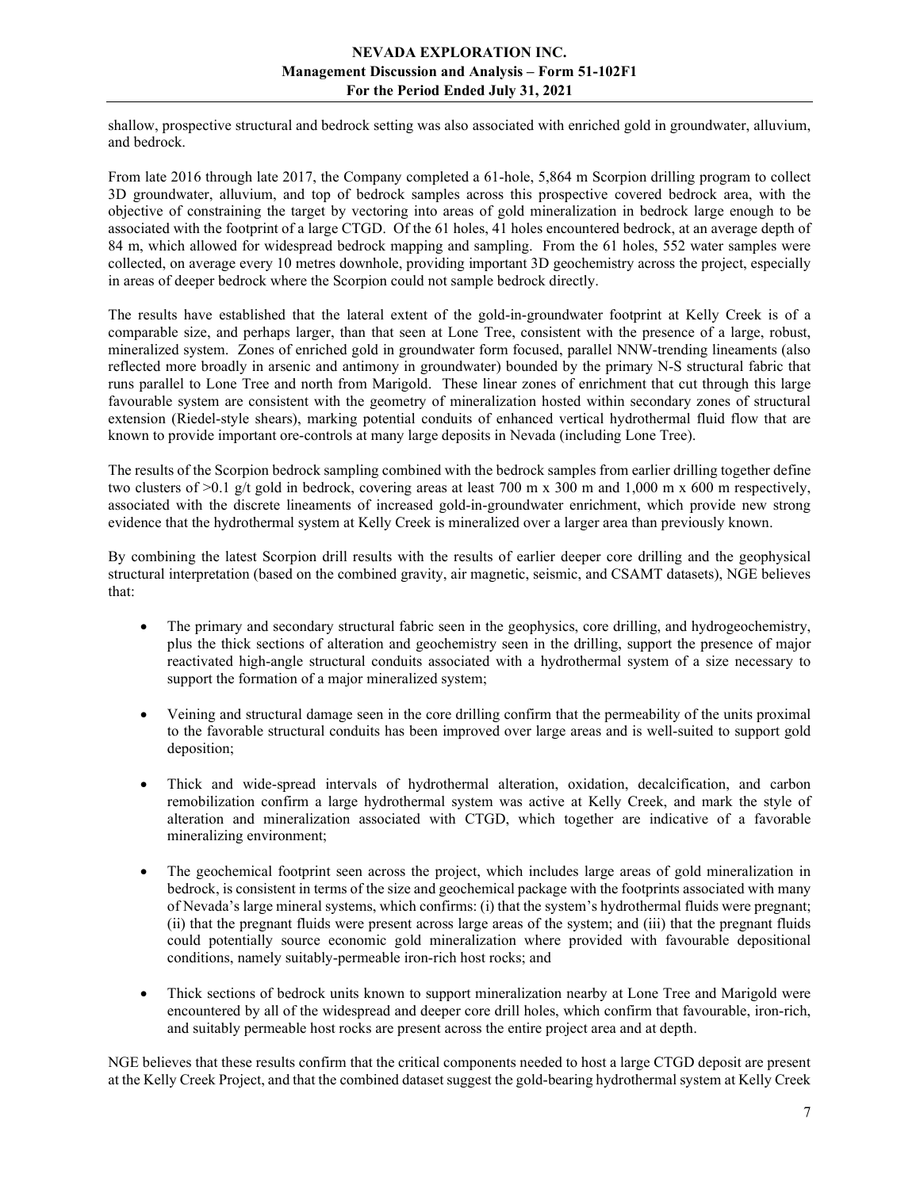shallow, prospective structural and bedrock setting was also associated with enriched gold in groundwater, alluvium, and bedrock.

From late 2016 through late 2017, the Company completed a 61-hole, 5,864 m Scorpion drilling program to collect 3D groundwater, alluvium, and top of bedrock samples across this prospective covered bedrock area, with the objective of constraining the target by vectoring into areas of gold mineralization in bedrock large enough to be associated with the footprint of a large CTGD. Of the 61 holes, 41 holes encountered bedrock, at an average depth of 84 m, which allowed for widespread bedrock mapping and sampling. From the 61 holes, 552 water samples were collected, on average every 10 metres downhole, providing important 3D geochemistry across the project, especially in areas of deeper bedrock where the Scorpion could not sample bedrock directly.

The results have established that the lateral extent of the gold-in-groundwater footprint at Kelly Creek is of a comparable size, and perhaps larger, than that seen at Lone Tree, consistent with the presence of a large, robust, mineralized system. Zones of enriched gold in groundwater form focused, parallel NNW-trending lineaments (also reflected more broadly in arsenic and antimony in groundwater) bounded by the primary N-S structural fabric that runs parallel to Lone Tree and north from Marigold. These linear zones of enrichment that cut through this large favourable system are consistent with the geometry of mineralization hosted within secondary zones of structural extension (Riedel-style shears), marking potential conduits of enhanced vertical hydrothermal fluid flow that are known to provide important ore-controls at many large deposits in Nevada (including Lone Tree).

The results of the Scorpion bedrock sampling combined with the bedrock samples from earlier drilling together define two clusters of >0.1 g/t gold in bedrock, covering areas at least 700 m x 300 m and 1,000 m x 600 m respectively, associated with the discrete lineaments of increased gold-in-groundwater enrichment, which provide new strong evidence that the hydrothermal system at Kelly Creek is mineralized over a larger area than previously known.

By combining the latest Scorpion drill results with the results of earlier deeper core drilling and the geophysical structural interpretation (based on the combined gravity, air magnetic, seismic, and CSAMT datasets), NGE believes that:

- The primary and secondary structural fabric seen in the geophysics, core drilling, and hydrogeochemistry, plus the thick sections of alteration and geochemistry seen in the drilling, support the presence of major reactivated high-angle structural conduits associated with a hydrothermal system of a size necessary to support the formation of a major mineralized system;

- Veining and structural damage seen in the core drilling confirm that the permeability of the units proximal to the favorable structural conduits has been improved over large areas and is well-suited to support gold deposition;

- Thick and wide-spread intervals of hydrothermal alteration, oxidation, decalcification, and carbon remobilization confirm a large hydrothermal system was active at Kelly Creek, and mark the style of alteration and mineralization associated with CTGD, which together are indicative of a favorable mineralizing environment;

- The geochemical footprint seen across the project, which includes large areas of gold mineralization in bedrock, is consistent in terms of the size and geochemical package with the footprints associated with many of Nevada's large mineral systems, which confirms: (i) that the system's hydrothermal fluids were pregnant; (ii) that the pregnant fluids were present across large areas of the system; and (iii) that the pregnant fluids could potentially source economic gold mineralization where provided with favourable depositional conditions, namely suitably-permeable iron-rich host rocks; and

- Thick sections of bedrock units known to support mineralization nearby at Lone Tree and Marigold were encountered by all of the widespread and deeper core drill holes, which confirm that favourable, iron-rich, and suitably permeable host rocks are present across the entire project area and at depth.

NGE believes that these results confirm that the critical components needed to host a large CTGD deposit are present at the Kelly Creek Project, and that the combined dataset suggest the gold-bearing hydrothermal system at Kelly Creek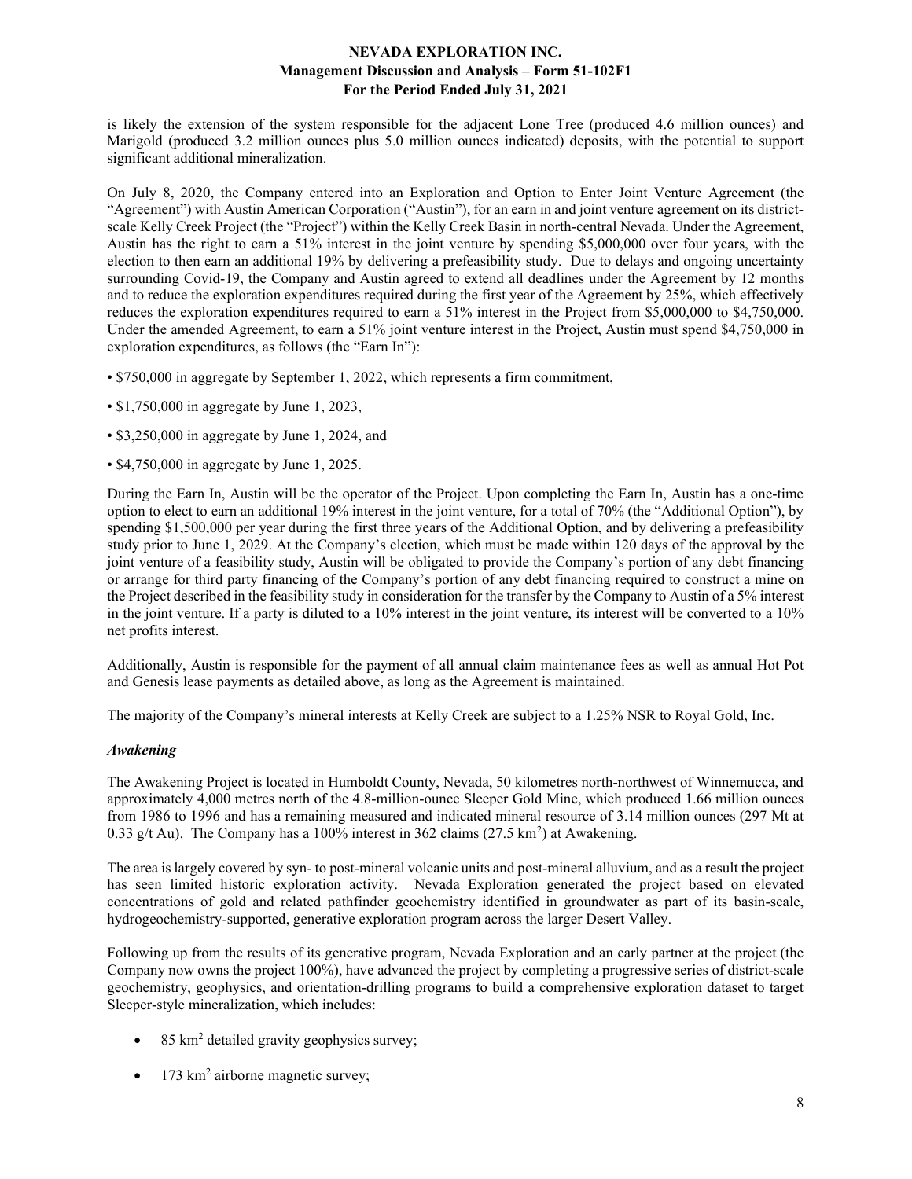is likely the extension of the system responsible for the adjacent Lone Tree (produced 4.6 million ounces) and Marigold (produced 3.2 million ounces plus 5.0 million ounces indicated) deposits, with the potential to support significant additional mineralization.

On July 8, 2020, the Company entered into an Exploration and Option to Enter Joint Venture Agreement (the "Agreement") with Austin American Corporation ("Austin"), for an earn in and joint venture agreement on its district-scale Kelly Creek Project (the "Project") within the Kelly Creek Basin in north-central Nevada. Under the Agreement, Austin has the right to earn a 51% interest in the joint venture by spending $5,000,000 over four years, with the election to then earn an additional 19% by delivering a prefeasibility study. Due to delays and ongoing uncertainty surrounding Covid-19, the Company and Austin agreed to extend all deadlines under the Agreement by 12 months and to reduce the exploration expenditures required during the first year of the Agreement by 25%, which effectively reduces the exploration expenditures required to earn a 51% interest in the Project from $5,000,000 to $4,750,000. Under the amended Agreement, to earn a 51% joint venture interest in the Project, Austin must spend $4,750,000 in exploration expenditures, as follows (the "Earn In"):

- $750,000 in aggregate by September 1, 2022, which represents a firm commitment,
- $1,750,000 in aggregate by June 1, 2023,
- $3,250,000 in aggregate by June 1, 2024, and
- $4,750,000 in aggregate by June 1, 2025.

During the Earn In, Austin will be the operator of the Project. Upon completing the Earn In, Austin has a one-time option to elect to earn an additional 19% interest in the joint venture, for a total of 70% (the "Additional Option"), by spending $1,500,000 per year during the first three years of the Additional Option, and by delivering a prefeasibility study prior to June 1, 2029. At the Company's election, which must be made within 120 days of the approval by the joint venture of a feasibility study, Austin will be obligated to provide the Company's portion of any debt financing or arrange for third party financing of the Company's portion of any debt financing required to construct a mine on the Project described in the feasibility study in consideration for the transfer by the Company to Austin of a 5% interest in the joint venture. If a party is diluted to a 10% interest in the joint venture, its interest will be converted to a 10% net profits interest.

Additionally, Austin is responsible for the payment of all annual claim maintenance fees as well as annual Hot Pot and Genesis lease payments as detailed above, as long as the Agreement is maintained.

The majority of the Company's mineral interests at Kelly Creek are subject to a 1.25% NSR to Royal Gold, Inc.

### *Awakening*

The Awakening Project is located in Humboldt County, Nevada, 50 kilometres north-northwest of Winnemucca, and approximately 4,000 metres north of the 4.8-million-ounce Sleeper Gold Mine, which produced 1.66 million ounces from 1986 to 1996 and has a remaining measured and indicated mineral resource of 3.14 million ounces (297 Mt at 0.33 g/t Au). The Company has a 100% interest in 362 claims (27.5 km$^2$) at Awakening.

The area is largely covered by syn- to post-mineral volcanic units and post-mineral alluvium, and as a result the project has seen limited historic exploration activity. Nevada Exploration generated the project based on elevated concentrations of gold and related pathfinder geochemistry identified in groundwater as part of its basin-scale, hydrogeochemistry-supported, generative exploration program across the larger Desert Valley.

Following up from the results of its generative program, Nevada Exploration and an early partner at the project (the Company now owns the project 100%), have advanced the project by completing a progressive series of district-scale geochemistry, geophysics, and orientation-drilling programs to build a comprehensive exploration dataset to target Sleeper-style mineralization, which includes:

- 85 km$^2$ detailed gravity geophysics survey;
- 173 km$^2$ airborne magnetic survey;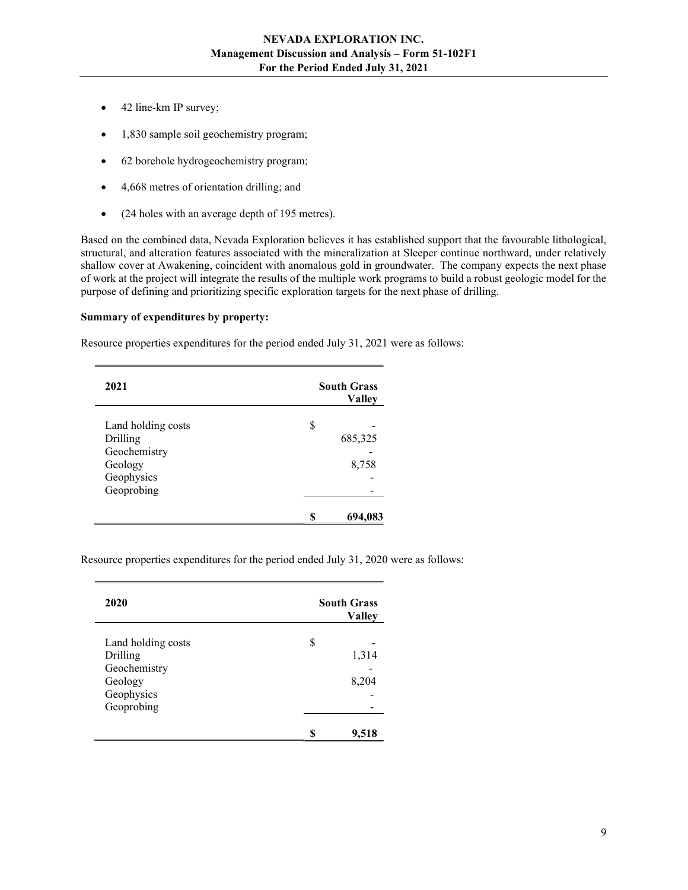- 42 line-km IP survey;
- 1,830 sample soil geochemistry program;
- 62 borehole hydrogeochemistry program;
- 4,668 metres of orientation drilling; and
- (24 holes with an average depth of 195 metres).

Based on the combined data, Nevada Exploration believes it has established support that the favourable lithological, structural, and alteration features associated with the mineralization at Sleeper continue northward, under relatively shallow cover at Awakening, coincident with anomalous gold in groundwater. The company expects the next phase of work at the project will integrate the results of the multiple work programs to build a robust geologic model for the purpose of defining and prioritizing specific exploration targets for the next phase of drilling.

**Summary of expenditures by property:**

Resource properties expenditures for the period ended July 31, 2021 were as follows:

| 2021 | South Grass Valley |
|---|---|
| Land holding costs | $ - |
| Drilling | 685,325 |
| Geochemistry | - |
| Geology | 8,758 |
| Geophysics | - |
| Geoprobing | - |
| | **$ 694,083** |

Resource properties expenditures for the period ended July 31, 2020 were as follows:

| 2020 | South Grass Valley |
|---|---|
| Land holding costs | $ - |
| Drilling | 1,314 |
| Geochemistry | - |
| Geology | 8,204 |
| Geophysics | - |
| Geoprobing | - |
| | **$ 9,518** |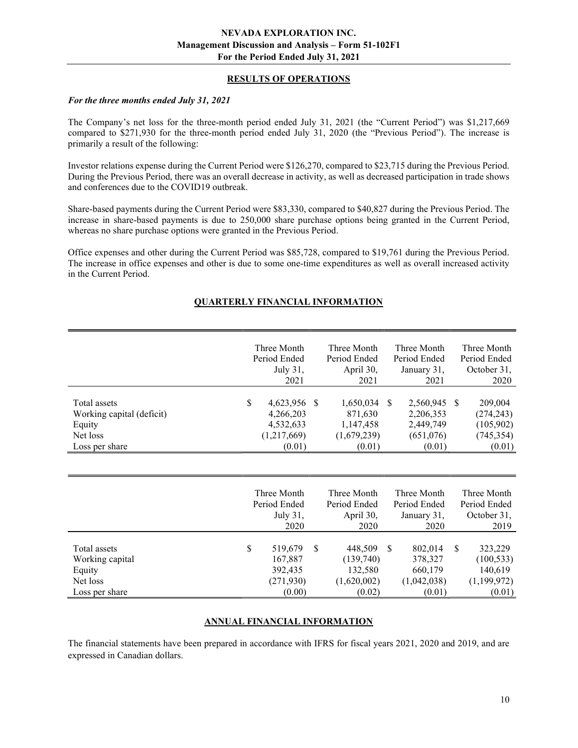## RESULTS OF OPERATIONS

### *For the three months ended July 31, 2021*

The Company's net loss for the three-month period ended July 31, 2021 (the "Current Period") was $1,217,669 compared to $271,930 for the three-month period ended July 31, 2020 (the "Previous Period"). The increase is primarily a result of the following:

Investor relations expense during the Current Period were $126,270, compared to $23,715 during the Previous Period. During the Previous Period, there was an overall decrease in activity, as well as decreased participation in trade shows and conferences due to the COVID19 outbreak.

Share-based payments during the Current Period were $83,330, compared to $40,827 during the Previous Period. The increase in share-based payments is due to 250,000 share purchase options being granted in the Current Period, whereas no share purchase options were granted in the Previous Period.

Office expenses and other during the Current Period was $85,728, compared to $19,761 during the Previous Period. The increase in office expenses and other is due to some one-time expenditures as well as overall increased activity in the Current Period.

## QUARTERLY FINANCIAL INFORMATION

| | Three Month Period Ended July 31, 2021 | Three Month Period Ended April 30, 2021 | Three Month Period Ended January 31, 2021 | Three Month Period Ended October 31, 2020 |
|---|---|---|---|---|
| Total assets | $ 4,623,956 | $ 1,650,034 | $ 2,560,945 | $ 209,004 |
| Working capital (deficit) | 4,266,203 | 871,630 | 2,206,353 | (274,243) |
| Equity | 4,532,633 | 1,147,458 | 2,449,749 | (105,902) |
| Net loss | (1,217,669) | (1,679,239) | (651,076) | (745,354) |
| Loss per share | (0.01) | (0.01) | (0.01) | (0.01) |

| | Three Month Period Ended July 31, 2020 | Three Month Period Ended April 30, 2020 | Three Month Period Ended January 31, 2020 | Three Month Period Ended October 31, 2019 |
|---|---|---|---|---|
| Total assets | $ 519,679 | $ 448,509 | $ 802,014 | $ 323,229 |
| Working capital | 167,887 | (139,740) | 378,327 | (100,533) |
| Equity | 392,435 | 132,580 | 660,179 | 140,619 |
| Net loss | (271,930) | (1,620,002) | (1,042,038) | (1,199,972) |
| Loss per share | (0.00) | (0.02) | (0.01) | (0.01) |

## ANNUAL FINANCIAL INFORMATION

The financial statements have been prepared in accordance with IFRS for fiscal years 2021, 2020 and 2019, and are expressed in Canadian dollars.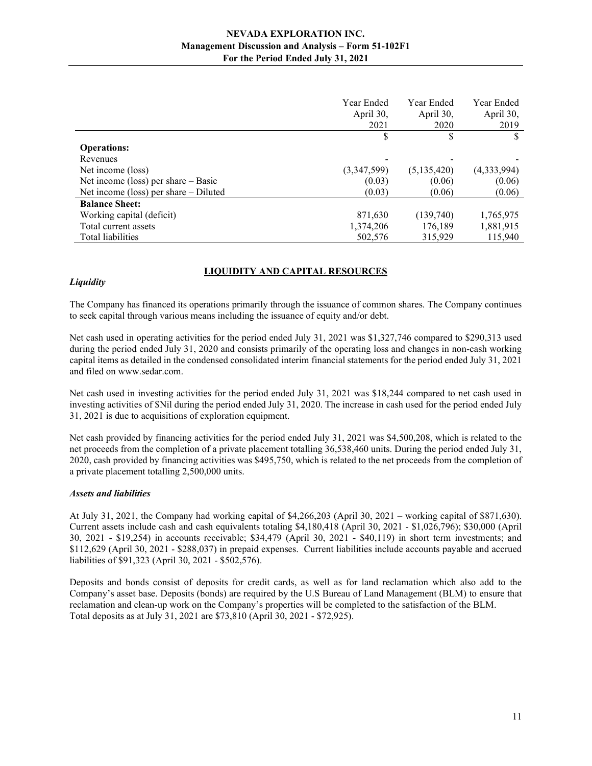| | Year Ended April 30, 2021 | Year Ended April 30, 2020 | Year Ended April 30, 2019 |
|---|---|---|---|
| | $ | $ | $ |
| **Operations:** | | | |
| Revenues | - | - | - |
| Net income (loss) | (3,347,599) | (5,135,420) | (4,333,994) |
| Net income (loss) per share – Basic | (0.03) | (0.06) | (0.06) |
| Net income (loss) per share – Diluted | (0.03) | (0.06) | (0.06) |
| **Balance Sheet:** | | | |
| Working capital (deficit) | 871,630 | (139,740) | 1,765,975 |
| Total current assets | 1,374,206 | 176,189 | 1,881,915 |
| Total liabilities | 502,576 | 315,929 | 115,940 |

## LIQUIDITY AND CAPITAL RESOURCES

### *Liquidity*

The Company has financed its operations primarily through the issuance of common shares. The Company continues to seek capital through various means including the issuance of equity and/or debt.

Net cash used in operating activities for the period ended July 31, 2021 was $1,327,746 compared to $290,313 used during the period ended July 31, 2020 and consists primarily of the operating loss and changes in non-cash working capital items as detailed in the condensed consolidated interim financial statements for the period ended July 31, 2021 and filed on www.sedar.com.

Net cash used in investing activities for the period ended July 31, 2021 was $18,244 compared to net cash used in investing activities of $Nil during the period ended July 31, 2020. The increase in cash used for the period ended July 31, 2021 is due to acquisitions of exploration equipment.

Net cash provided by financing activities for the period ended July 31, 2021 was $4,500,208, which is related to the net proceeds from the completion of a private placement totalling 36,538,460 units. During the period ended July 31, 2020, cash provided by financing activities was $495,750, which is related to the net proceeds from the completion of a private placement totalling 2,500,000 units.

### *Assets and liabilities*

At July 31, 2021, the Company had working capital of $4,266,203 (April 30, 2021 – working capital of $871,630). Current assets include cash and cash equivalents totaling $4,180,418 (April 30, 2021 - $1,026,796); $30,000 (April 30, 2021 - $19,254) in accounts receivable; $34,479 (April 30, 2021 - $40,119) in short term investments; and $112,629 (April 30, 2021 - $288,037) in prepaid expenses. Current liabilities include accounts payable and accrued liabilities of $91,323 (April 30, 2021 - $502,576).

Deposits and bonds consist of deposits for credit cards, as well as for land reclamation which also add to the Company's asset base. Deposits (bonds) are required by the U.S Bureau of Land Management (BLM) to ensure that reclamation and clean-up work on the Company's properties will be completed to the satisfaction of the BLM. Total deposits as at July 31, 2021 are $73,810 (April 30, 2021 - $72,925).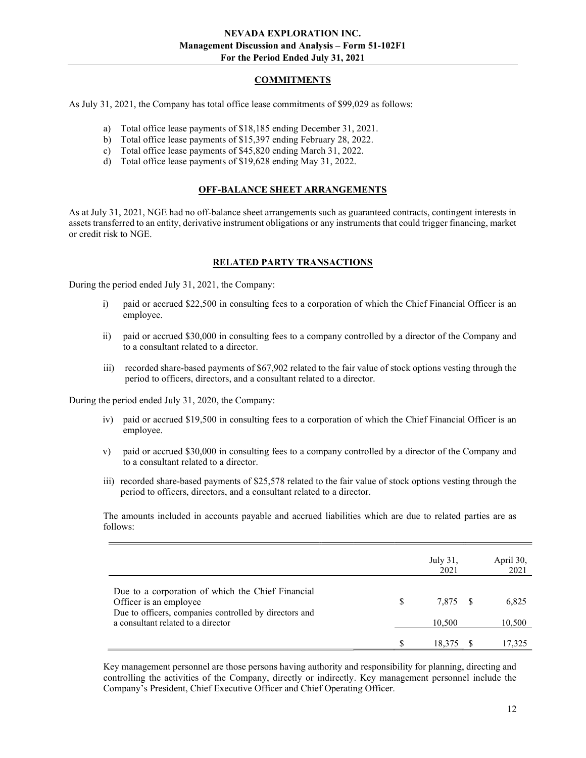## COMMITMENTS

As July 31, 2021, the Company has total office lease commitments of $99,029 as follows:

a) Total office lease payments of $18,185 ending December 31, 2021.
b) Total office lease payments of $15,397 ending February 28, 2022.
c) Total office lease payments of $45,820 ending March 31, 2022.
d) Total office lease payments of $19,628 ending May 31, 2022.

## OFF-BALANCE SHEET ARRANGEMENTS

As at July 31, 2021, NGE had no off-balance sheet arrangements such as guaranteed contracts, contingent interests in assets transferred to an entity, derivative instrument obligations or any instruments that could trigger financing, market or credit risk to NGE.

## RELATED PARTY TRANSACTIONS

During the period ended July 31, 2021, the Company:

i) paid or accrued $22,500 in consulting fees to a corporation of which the Chief Financial Officer is an employee.

ii) paid or accrued $30,000 in consulting fees to a company controlled by a director of the Company and to a consultant related to a director.

iii) recorded share-based payments of $67,902 related to the fair value of stock options vesting through the period to officers, directors, and a consultant related to a director.

During the period ended July 31, 2020, the Company:

iv) paid or accrued $19,500 in consulting fees to a corporation of which the Chief Financial Officer is an employee.

v) paid or accrued $30,000 in consulting fees to a company controlled by a director of the Company and to a consultant related to a director.

iii) recorded share-based payments of $25,578 related to the fair value of stock options vesting through the period to officers, directors, and a consultant related to a director.

The amounts included in accounts payable and accrued liabilities which are due to related parties are as follows:

| | July 31, 2021 | April 30, 2021 |
|---|---|---|
| Due to a corporation of which the Chief Financial Officer is an employee | $ 7,875 | $ 6,825 |
| Due to officers, companies controlled by directors and a consultant related to a director | 10,500 | 10,500 |
| | $ 18,375 | $ 17,325 |

Key management personnel are those persons having authority and responsibility for planning, directing and controlling the activities of the Company, directly or indirectly. Key management personnel include the Company's President, Chief Executive Officer and Chief Operating Officer.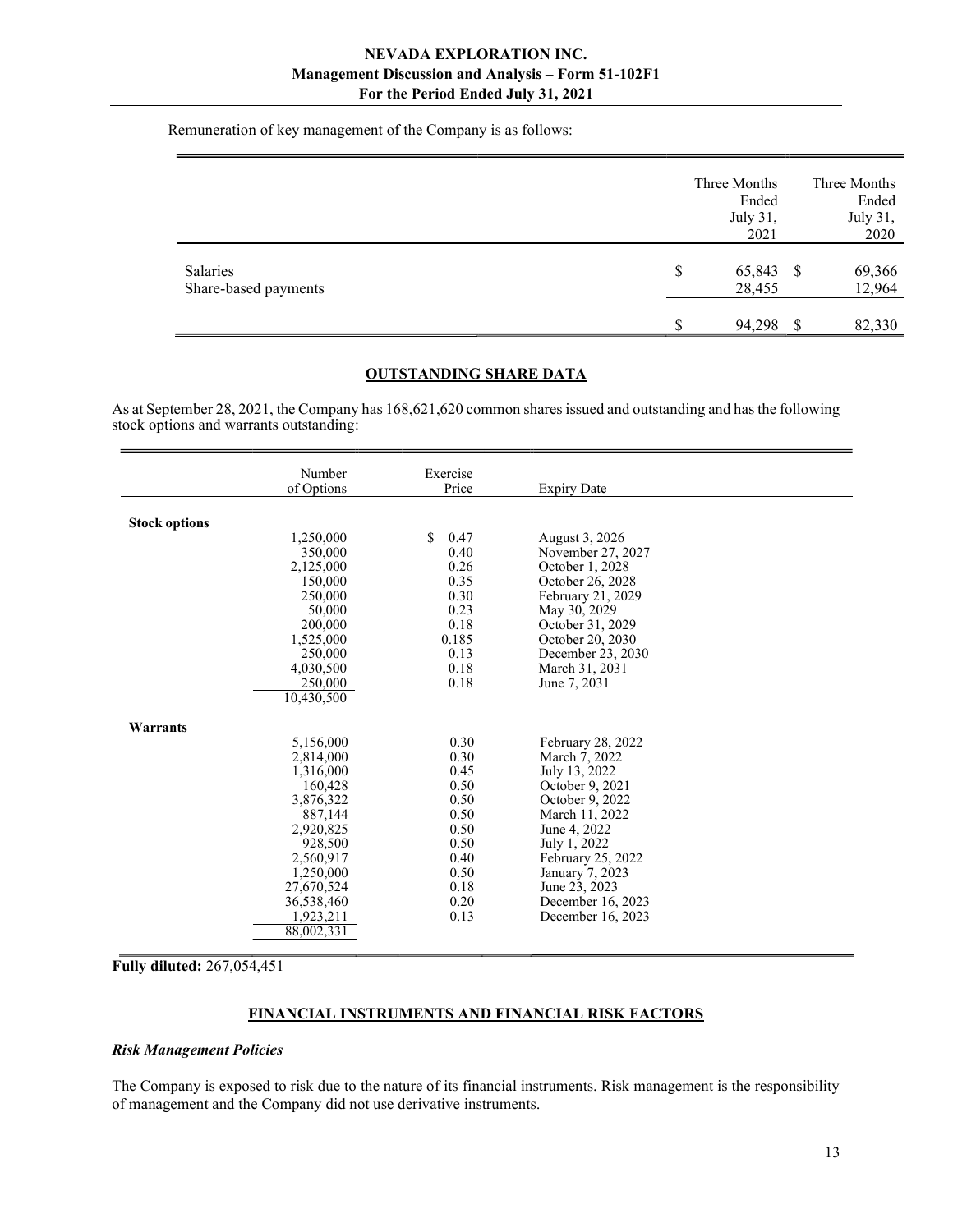Remuneration of key management of the Company is as follows:

| | Three Months Ended July 31, 2021 | Three Months Ended July 31, 2020 |
|---|---|---|
| Salaries | $ 65,843 | $ 69,366 |
| Share-based payments | 28,455 | 12,964 |
| | $ 94,298 | $ 82,330 |

## OUTSTANDING SHARE DATA

As at September 28, 2021, the Company has 168,621,620 common shares issued and outstanding and has the following stock options and warrants outstanding:

| | Number of Options | Exercise Price | Expiry Date |
|---|---|---|---|
| **Stock options** | | | |
| | 1,250,000 | $ 0.47 | August 3, 2026 |
| | 350,000 | 0.40 | November 27, 2027 |
| | 2,125,000 | 0.26 | October 1, 2028 |
| | 150,000 | 0.35 | October 26, 2028 |
| | 250,000 | 0.30 | February 21, 2029 |
| | 50,000 | 0.23 | May 30, 2029 |
| | 200,000 | 0.18 | October 31, 2029 |
| | 1,525,000 | 0.185 | October 20, 2030 |
| | 250,000 | 0.13 | December 23, 2030 |
| | 4,030,500 | 0.18 | March 31, 2031 |
| | 250,000 | 0.18 | June 7, 2031 |
| | 10,430,500 | | |
| **Warrants** | | | |
| | 5,156,000 | 0.30 | February 28, 2022 |
| | 2,814,000 | 0.30 | March 7, 2022 |
| | 1,316,000 | 0.45 | July 13, 2022 |
| | 160,428 | 0.50 | October 9, 2021 |
| | 3,876,322 | 0.50 | October 9, 2022 |
| | 887,144 | 0.50 | March 11, 2022 |
| | 2,920,825 | 0.50 | June 4, 2022 |
| | 928,500 | 0.50 | July 1, 2022 |
| | 2,560,917 | 0.40 | February 25, 2022 |
| | 1,250,000 | 0.50 | January 7, 2023 |
| | 27,670,524 | 0.18 | June 23, 2023 |
| | 36,538,460 | 0.20 | December 16, 2023 |
| | 1,923,211 | 0.13 | December 16, 2023 |
| | 88,002,331 | | |

**Fully diluted:** 267,054,451

## FINANCIAL INSTRUMENTS AND FINANCIAL RISK FACTORS

### *Risk Management Policies*

The Company is exposed to risk due to the nature of its financial instruments. Risk management is the responsibility of management and the Company did not use derivative instruments.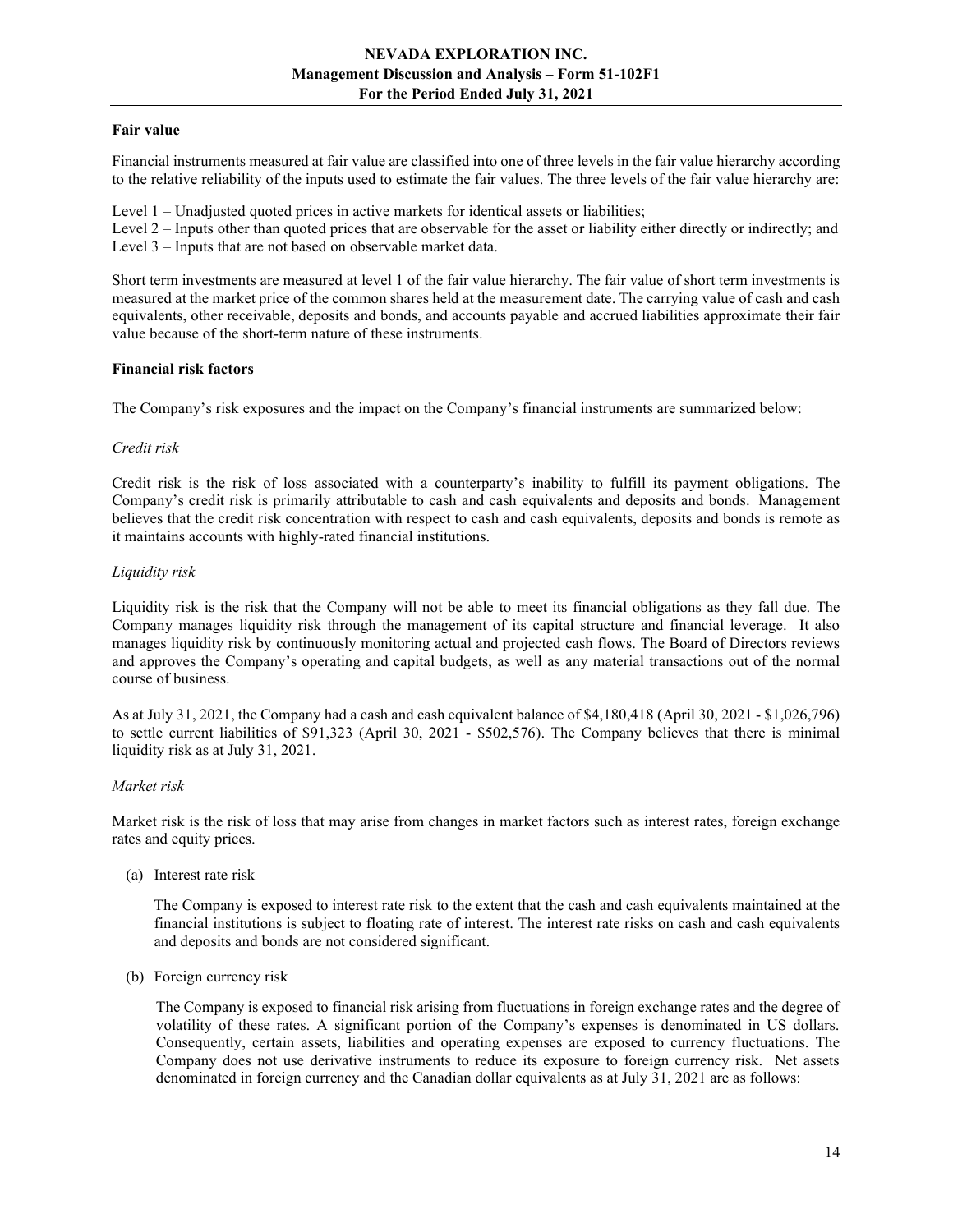**Fair value**

Financial instruments measured at fair value are classified into one of three levels in the fair value hierarchy according to the relative reliability of the inputs used to estimate the fair values. The three levels of the fair value hierarchy are:

Level 1 – Unadjusted quoted prices in active markets for identical assets or liabilities;
Level 2 – Inputs other than quoted prices that are observable for the asset or liability either directly or indirectly; and
Level 3 – Inputs that are not based on observable market data.

Short term investments are measured at level 1 of the fair value hierarchy. The fair value of short term investments is measured at the market price of the common shares held at the measurement date. The carrying value of cash and cash equivalents, other receivable, deposits and bonds, and accounts payable and accrued liabilities approximate their fair value because of the short-term nature of these instruments.

**Financial risk factors**

The Company's risk exposures and the impact on the Company's financial instruments are summarized below:

*Credit risk*

Credit risk is the risk of loss associated with a counterparty's inability to fulfill its payment obligations. The Company's credit risk is primarily attributable to cash and cash equivalents and deposits and bonds. Management believes that the credit risk concentration with respect to cash and cash equivalents, deposits and bonds is remote as it maintains accounts with highly-rated financial institutions.

*Liquidity risk*

Liquidity risk is the risk that the Company will not be able to meet its financial obligations as they fall due. The Company manages liquidity risk through the management of its capital structure and financial leverage. It also manages liquidity risk by continuously monitoring actual and projected cash flows. The Board of Directors reviews and approves the Company's operating and capital budgets, as well as any material transactions out of the normal course of business.

As at July 31, 2021, the Company had a cash and cash equivalent balance of $4,180,418 (April 30, 2021 - $1,026,796) to settle current liabilities of $91,323 (April 30, 2021 - $502,576). The Company believes that there is minimal liquidity risk as at July 31, 2021.

*Market risk*

Market risk is the risk of loss that may arise from changes in market factors such as interest rates, foreign exchange rates and equity prices.

(a) Interest rate risk

The Company is exposed to interest rate risk to the extent that the cash and cash equivalents maintained at the financial institutions is subject to floating rate of interest. The interest rate risks on cash and cash equivalents and deposits and bonds are not considered significant.

(b) Foreign currency risk

The Company is exposed to financial risk arising from fluctuations in foreign exchange rates and the degree of volatility of these rates. A significant portion of the Company's expenses is denominated in US dollars. Consequently, certain assets, liabilities and operating expenses are exposed to currency fluctuations. The Company does not use derivative instruments to reduce its exposure to foreign currency risk. Net assets denominated in foreign currency and the Canadian dollar equivalents as at July 31, 2021 are as follows: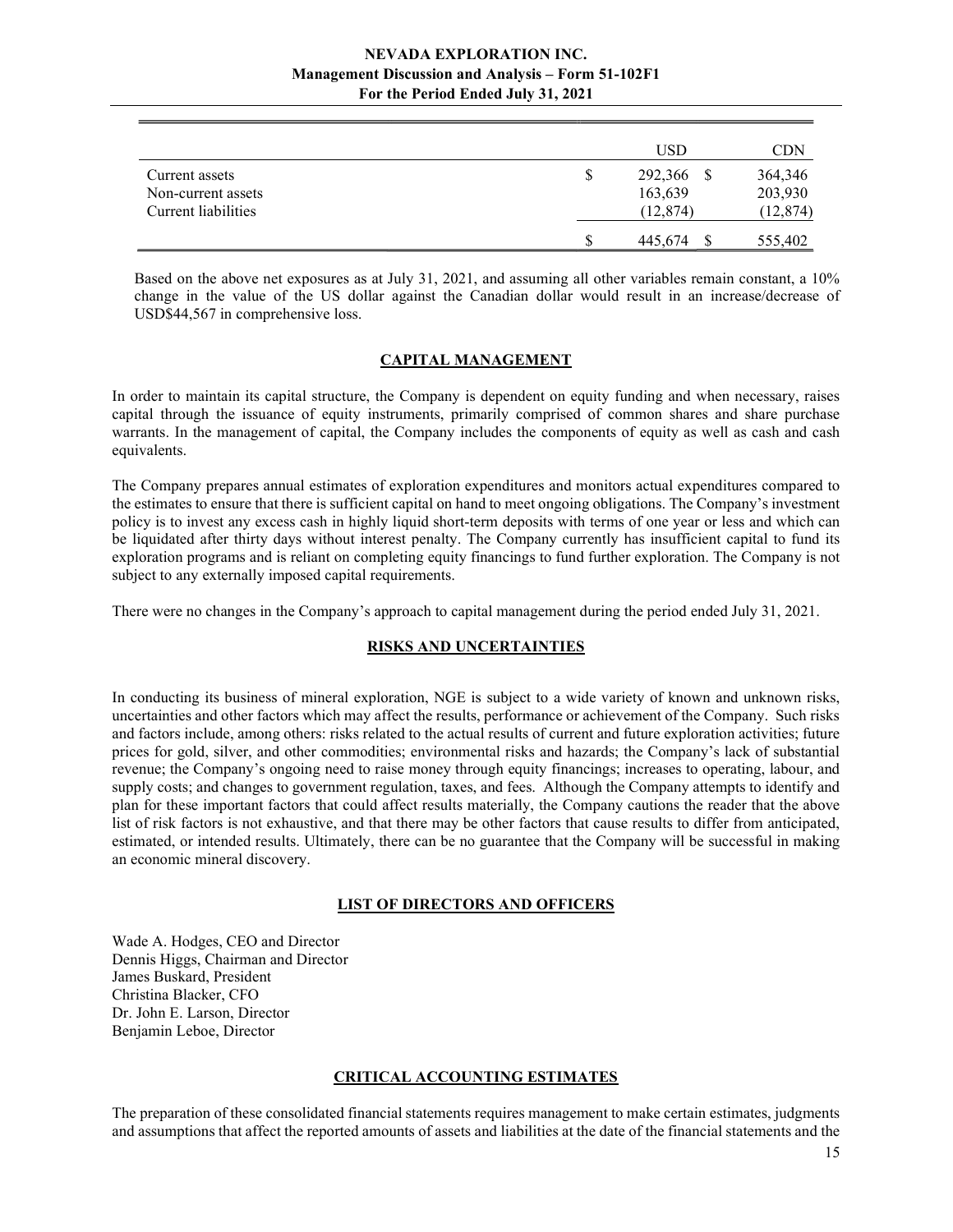| | USD | CDN |
|---|---|---|
| Current assets | $ 292,366 | $ 364,346 |
| Non-current assets | 163,639 | 203,930 |
| Current liabilities | (12,874) | (12,874) |
| | $ 445,674 | $ 555,402 |

Based on the above net exposures as at July 31, 2021, and assuming all other variables remain constant, a 10% change in the value of the US dollar against the Canadian dollar would result in an increase/decrease of USD$44,567 in comprehensive loss.

## CAPITAL MANAGEMENT

In order to maintain its capital structure, the Company is dependent on equity funding and when necessary, raises capital through the issuance of equity instruments, primarily comprised of common shares and share purchase warrants. In the management of capital, the Company includes the components of equity as well as cash and cash equivalents.

The Company prepares annual estimates of exploration expenditures and monitors actual expenditures compared to the estimates to ensure that there is sufficient capital on hand to meet ongoing obligations. The Company's investment policy is to invest any excess cash in highly liquid short-term deposits with terms of one year or less and which can be liquidated after thirty days without interest penalty. The Company currently has insufficient capital to fund its exploration programs and is reliant on completing equity financings to fund further exploration. The Company is not subject to any externally imposed capital requirements.

There were no changes in the Company's approach to capital management during the period ended July 31, 2021.

## RISKS AND UNCERTAINTIES

In conducting its business of mineral exploration, NGE is subject to a wide variety of known and unknown risks, uncertainties and other factors which may affect the results, performance or achievement of the Company. Such risks and factors include, among others: risks related to the actual results of current and future exploration activities; future prices for gold, silver, and other commodities; environmental risks and hazards; the Company's lack of substantial revenue; the Company's ongoing need to raise money through equity financings; increases to operating, labour, and supply costs; and changes to government regulation, taxes, and fees. Although the Company attempts to identify and plan for these important factors that could affect results materially, the Company cautions the reader that the above list of risk factors is not exhaustive, and that there may be other factors that cause results to differ from anticipated, estimated, or intended results. Ultimately, there can be no guarantee that the Company will be successful in making an economic mineral discovery.

## LIST OF DIRECTORS AND OFFICERS

Wade A. Hodges, CEO and Director
Dennis Higgs, Chairman and Director
James Buskard, President
Christina Blacker, CFO
Dr. John E. Larson, Director
Benjamin Leboe, Director

## CRITICAL ACCOUNTING ESTIMATES

The preparation of these consolidated financial statements requires management to make certain estimates, judgments and assumptions that affect the reported amounts of assets and liabilities at the date of the financial statements and the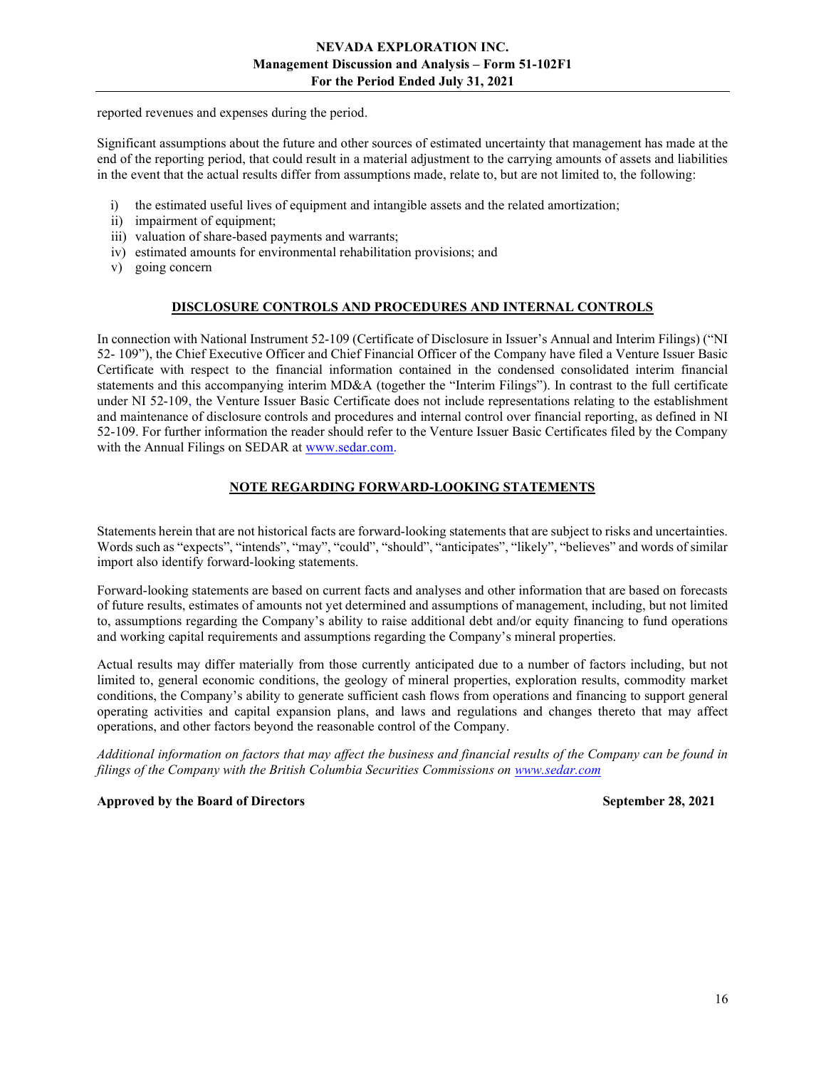reported revenues and expenses during the period.

Significant assumptions about the future and other sources of estimated uncertainty that management has made at the end of the reporting period, that could result in a material adjustment to the carrying amounts of assets and liabilities in the event that the actual results differ from assumptions made, relate to, but are not limited to, the following:

i) the estimated useful lives of equipment and intangible assets and the related amortization;
ii) impairment of equipment;
iii) valuation of share-based payments and warrants;
iv) estimated amounts for environmental rehabilitation provisions; and
v) going concern

## DISCLOSURE CONTROLS AND PROCEDURES AND INTERNAL CONTROLS

In connection with National Instrument 52-109 (Certificate of Disclosure in Issuer's Annual and Interim Filings) ("NI 52- 109"), the Chief Executive Officer and Chief Financial Officer of the Company have filed a Venture Issuer Basic Certificate with respect to the financial information contained in the condensed consolidated interim financial statements and this accompanying interim MD&A (together the "Interim Filings"). In contrast to the full certificate under NI 52-109, the Venture Issuer Basic Certificate does not include representations relating to the establishment and maintenance of disclosure controls and procedures and internal control over financial reporting, as defined in NI 52-109. For further information the reader should refer to the Venture Issuer Basic Certificates filed by the Company with the Annual Filings on SEDAR at www.sedar.com.

## NOTE REGARDING FORWARD-LOOKING STATEMENTS

Statements herein that are not historical facts are forward-looking statements that are subject to risks and uncertainties. Words such as "expects", "intends", "may", "could", "should", "anticipates", "likely", "believes" and words of similar import also identify forward-looking statements.

Forward-looking statements are based on current facts and analyses and other information that are based on forecasts of future results, estimates of amounts not yet determined and assumptions of management, including, but not limited to, assumptions regarding the Company's ability to raise additional debt and/or equity financing to fund operations and working capital requirements and assumptions regarding the Company's mineral properties.

Actual results may differ materially from those currently anticipated due to a number of factors including, but not limited to, general economic conditions, the geology of mineral properties, exploration results, commodity market conditions, the Company's ability to generate sufficient cash flows from operations and financing to support general operating activities and capital expansion plans, and laws and regulations and changes thereto that may affect operations, and other factors beyond the reasonable control of the Company.

*Additional information on factors that may affect the business and financial results of the Company can be found in filings of the Company with the British Columbia Securities Commissions on www.sedar.com*

**Approved by the Board of Directors** **September 28, 2021**